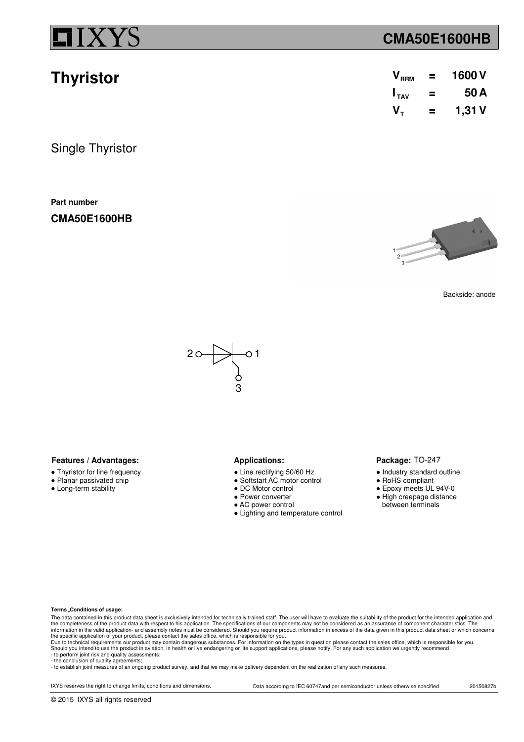# CMA50E1600HB

## Thyristor

| | | |
|---|---|---|
| $V_{RRM}$ | = | 1600 V |
| $I_{TAV}$ | = | 50 A |
| $V_T$ | = | 1,31 V |

Single Thyristor

**Part number**

**CMA50E1600HB**

Backside: anode

2 ○—▷|—○ 1
3

**Features / Advantages:**

- Thyristor for line frequency
- Planar passivated chip
- Long-term stability

**Applications:**

- Line rectifying 50/60 Hz
- Softstart AC motor control
- DC Motor control
- Power converter
- AC power control
- Lighting and temperature control

**Package:** TO-247

- Industry standard outline
- RoHS compliant
- Epoxy meets UL 94V-0
- High creepage distance between terminals

**Terms Conditions of usage:**

The data contained in this product data sheet is exclusively intended for technically trained staff. The user will have to evaluate the suitability of the product for the intended application and the completeness of the product data with respect to his application. The specifications of our components may not be considered as an assurance of component characteristics. The information in the valid application- and assembly notes must be considered. Should you require product information in excess of the data given in this product data sheet or which concerns the specific application of your product, please contact the sales office, which is responsible for you.
Due to technical requirements our product may contain dangerous substances. For information on the types in question please contact the sales office, which is responsible for you.
Should you intend to use the product in aviation, in health or live endangering or life support applications, please notify. For any such application we urgently recommend
- to perform joint risk and quality assessments;
- the conclusion of quality agreements;
- to establish joint measures of an ongoing product survey, and that we may make delivery dependent on the realization of any such measures.

IXYS reserves the right to change limits, conditions and dimensions. Data according to IEC 60747and per semiconductor unless otherwise specified 20150827b

© 2015 IXYS all rights reserved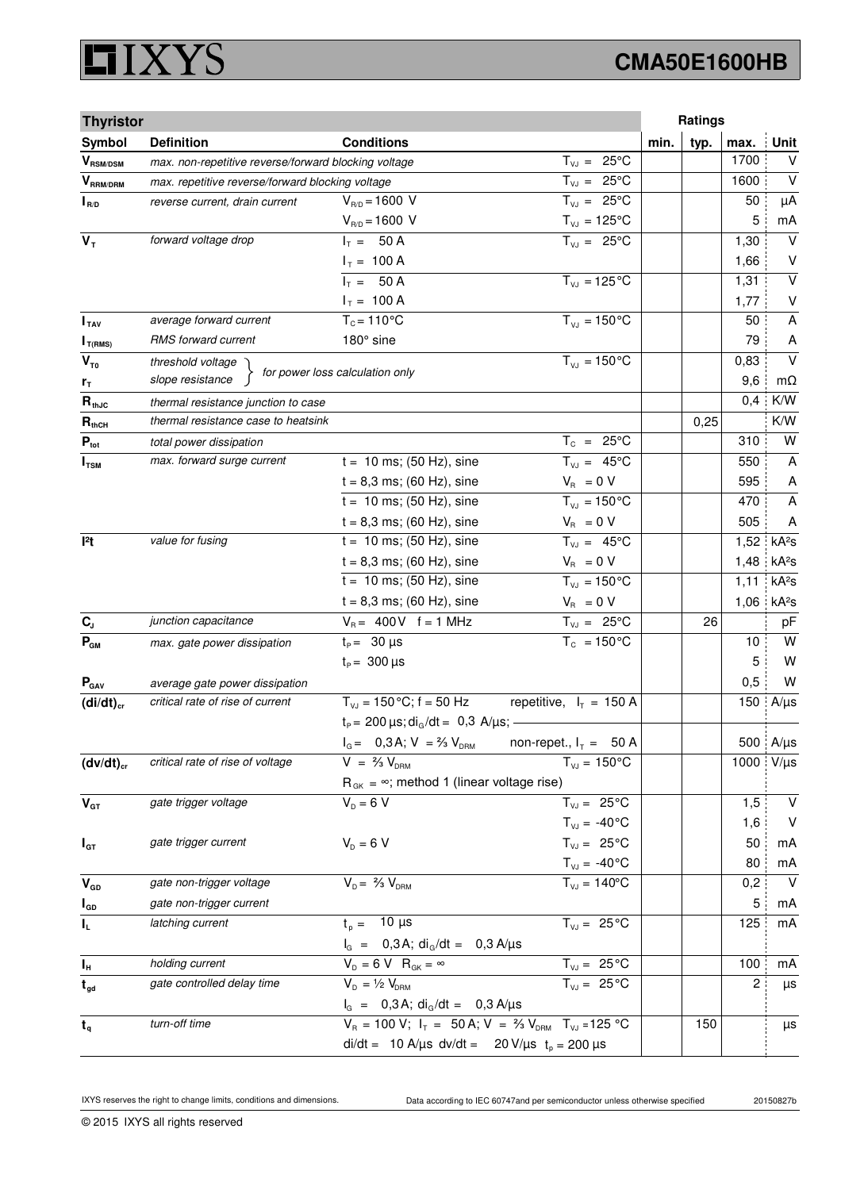| Thyristor | | | | Ratings | | | |
|---|---|---|---|---|---|---|---|
| Symbol | Definition | Conditions | | min. | typ. | max. | Unit |
| $V_{RSM/DSM}$ | max. non-repetitive reverse/forward blocking voltage | | $T_{VJ}$ = 25°C | | | 1700 | V |
| $V_{RRM/DRM}$ | max. repetitive reverse/forward blocking voltage | | $T_{VJ}$ = 25°C | | | 1600 | V |
| $I_{R/D}$ | reverse current, drain current | $V_{R/D}$ = 1600 V | $T_{VJ}$ = 25°C | | | 50 | µA |
| | | $V_{R/D}$ = 1600 V | $T_{VJ}$ = 125°C | | | 5 | mA |
| $V_T$ | forward voltage drop | $I_T$ = 50 A | $T_{VJ}$ = 25°C | | | 1,30 | V |
| | | $I_T$ = 100 A | | | | 1,66 | V |
| | | $I_T$ = 50 A | $T_{VJ}$ = 125°C | | | 1,31 | V |
| | | $I_T$ = 100 A | | | | 1,77 | V |
| $I_{TAV}$ | average forward current | $T_C$ = 110°C | $T_{VJ}$ = 150°C | | | 50 | A |
| $I_{T(RMS)}$ | RMS forward current | 180° sine | | | | 79 | A |
| $V_{T0}$ | threshold voltage | for power loss calculation only | $T_{VJ}$ = 150°C | | | 0,83 | V |
| $r_T$ | slope resistance | | | | | 9,6 | mΩ |
| $R_{thJC}$ | thermal resistance junction to case | | | | | 0,4 | K/W |
| $R_{thCH}$ | thermal resistance case to heatsink | | | | 0,25 | | K/W |
| $P_{tot}$ | total power dissipation | | $T_C$ = 25°C | | | 310 | W |
| $I_{TSM}$ | max. forward surge current | t = 10 ms; (50 Hz), sine | $T_{VJ}$ = 45°C | | | 550 | A |
| | | t = 8,3 ms; (60 Hz), sine | $V_R$ = 0 V | | | 595 | A |
| | | t = 10 ms; (50 Hz), sine | $T_{VJ}$ = 150°C | | | 470 | A |
| | | t = 8,3 ms; (60 Hz), sine | $V_R$ = 0 V | | | 505 | A |
| $I^2t$ | value for fusing | t = 10 ms; (50 Hz), sine | $T_{VJ}$ = 45°C | | | 1,52 | kA²s |
| | | t = 8,3 ms; (60 Hz), sine | $V_R$ = 0 V | | | 1,48 | kA²s |
| | | t = 10 ms; (50 Hz), sine | $T_{VJ}$ = 150°C | | | 1,11 | kA²s |
| | | t = 8,3 ms; (60 Hz), sine | $V_R$ = 0 V | | | 1,06 | kA²s |
| $C_J$ | junction capacitance | $V_R$ = 400 V f = 1 MHz | $T_{VJ}$ = 25°C | | 26 | | pF |
| $P_{GM}$ | max. gate power dissipation | $t_P$ = 30 µs | $T_C$ = 150°C | | | 10 | W |
| | | $t_P$ = 300 µs | | | | 5 | W |
| $P_{GAV}$ | average gate power dissipation | | | | | 0,5 | W |
| $(di/dt)_{cr}$ | critical rate of rise of current | $T_{VJ}$ = 150°C; f = 50 Hz | repetitive, $I_T$ = 150 A | | | 150 | A/µs |
| | | $t_P$ = 200 µs; $di_G/dt$ = 0,3 A/µs; | | | | | |
| | | $I_G$ = 0,3 A; V = ⅔ $V_{DRM}$ | non-repet., $I_T$ = 50 A | | | 500 | A/µs |
| $(dv/dt)_{cr}$ | critical rate of rise of voltage | V = ⅔ $V_{DRM}$ | $T_{VJ}$ = 150°C | | | 1000 | V/µs |
| | | $R_{GK}$ = ∞; method 1 (linear voltage rise) | | | | | |
| $V_{GT}$ | gate trigger voltage | $V_D$ = 6 V | $T_{VJ}$ = 25°C | | | 1,5 | V |
| | | | $T_{VJ}$ = -40°C | | | 1,6 | V |
| $I_{GT}$ | gate trigger current | $V_D$ = 6 V | $T_{VJ}$ = 25°C | | | 50 | mA |
| | | | $T_{VJ}$ = -40°C | | | 80 | mA |
| $V_{GD}$ | gate non-trigger voltage | $V_D$ = ⅔ $V_{DRM}$ | $T_{VJ}$ = 140°C | | | 0,2 | V |
| $I_{GD}$ | gate non-trigger current | | | | | 5 | mA |
| $I_L$ | latching current | $t_p$ = 10 µs | $T_{VJ}$ = 25°C | | | 125 | mA |
| | | $I_G$ = 0,3 A; $di_G/dt$ = 0,3 A/µs | | | | | |
| $I_H$ | holding current | $V_D$ = 6 V $R_{GK}$ = ∞ | $T_{VJ}$ = 25°C | | | 100 | mA |
| $t_{gd}$ | gate controlled delay time | $V_D$ = ½ $V_{DRM}$ | $T_{VJ}$ = 25°C | | | 2 | µs |
| | | $I_G$ = 0,3 A; $di_G/dt$ = 0,3 A/µs | | | | | |
| $t_q$ | turn-off time | $V_R$ = 100 V; $I_T$ = 50 A; V = ⅔ $V_{DRM}$ | $T_{VJ}$ = 125 °C | | 150 | | µs |
| | | di/dt = 10 A/µs dv/dt = 20 V/µs $t_p$ = 200 µs | | | | | |

IXYS reserves the right to change limits, conditions and dimensions.

Data according to IEC 60747and per semiconductor unless otherwise specified

20150827b

© 2015 IXYS all rights reserved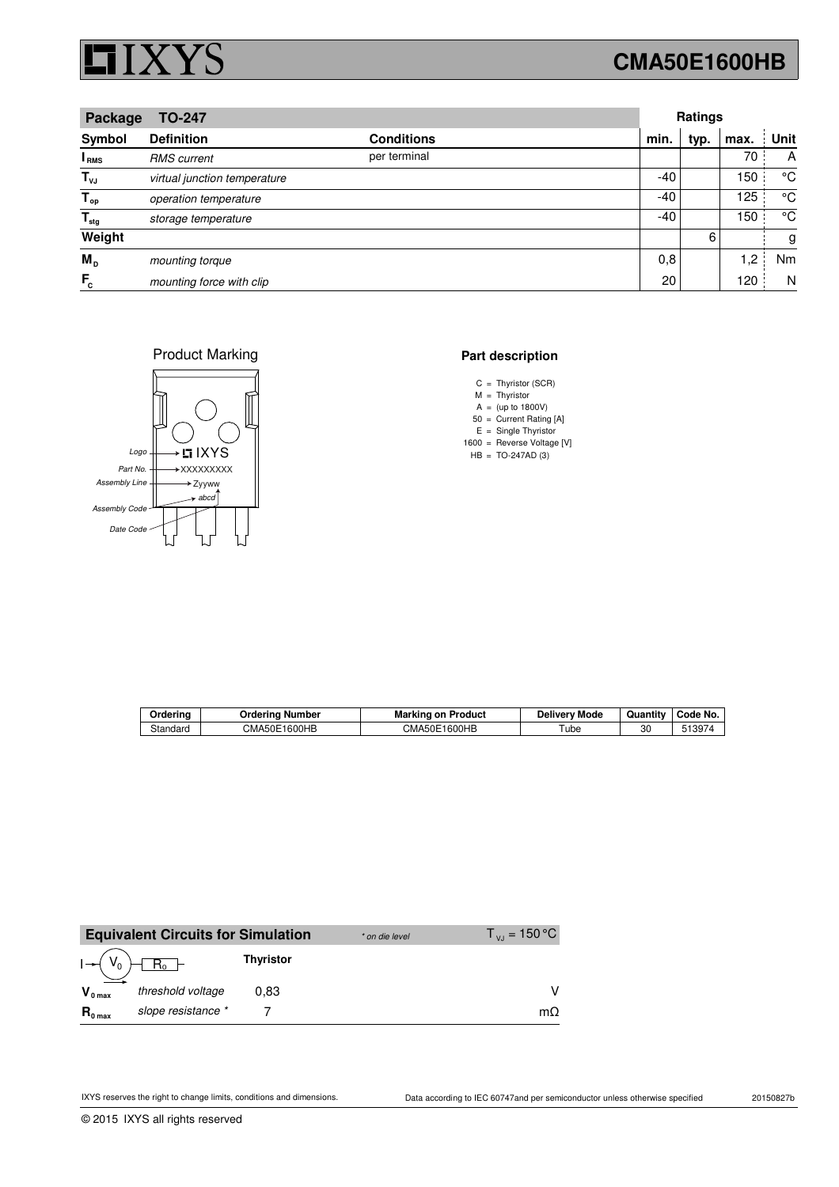## Package TO-247

| Symbol | Definition | Conditions | min. | typ. | max. | Unit |
|---|---|---|---|---|---|---|
| $I_{RMS}$ | *RMS current* | per terminal | | | 70 | A |
| $T_{VJ}$ | *virtual junction temperature* | | -40 | | 150 | °C |
| $T_{op}$ | *operation temperature* | | -40 | | 125 | °C |
| $T_{stg}$ | *storage temperature* | | -40 | | 150 | °C |
| **Weight** | | | | 6 | | g |
| $M_D$ | *mounting torque* | | 0,8 | | 1,2 | Nm |
| $F_C$ | *mounting force with clip* | | 20 | | 120 | N |

### Product Marking

- Logo → IXYS
- Part No. → XXXXXXXXX
- Assembly Line → Zyyww
- Assembly Code → abcd
- Date Code

### Part description

C = Thyristor (SCR)
M = Thyristor
A = (up to 1800V)
50 = Current Rating [A]
E = Single Thyristor
1600 = Reverse Voltage [V]
HB = TO-247AD (3)

| Ordering | Ordering Number | Marking on Product | Delivery Mode | Quantity | Code No. |
|---|---|---|---|---|---|
| Standard | CMA50E1600HB | CMA50E1600HB | Tube | 30 | 513974 |

### Equivalent Circuits for Simulation

*\* on die level* $T_{VJ} = 150\,°C$

| | | Thyristor | |
|---|---|---|---|
| $V_{0\,max}$ | *threshold voltage* | 0,83 | V |
| $R_{0\,max}$ | *slope resistance \** | 7 | mΩ |

IXYS reserves the right to change limits, conditions and dimensions. Data according to IEC 60747and per semiconductor unless otherwise specified 20150827b

© 2015 IXYS all rights reserved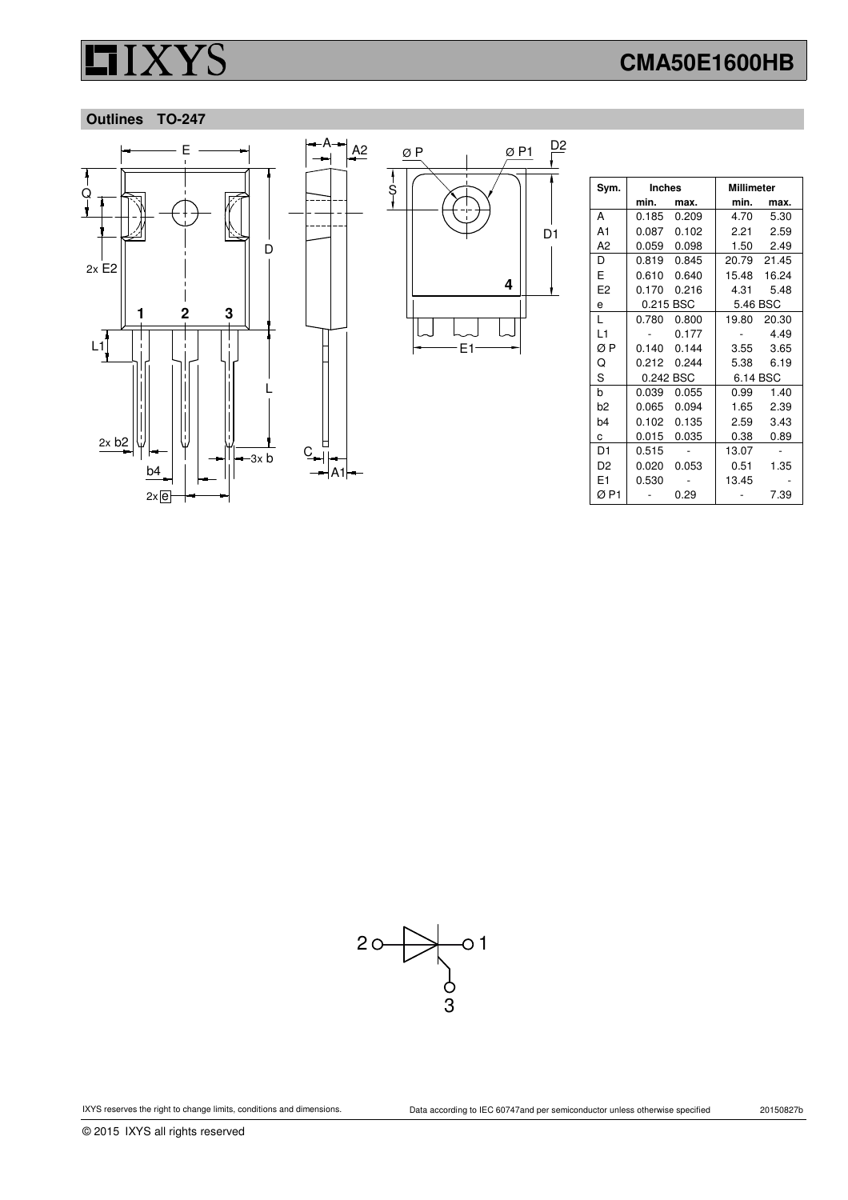## Outlines TO-247

| Sym. | Inches | | Millimeter | |
|---|---|---|---|---|
| | min. | max. | min. | max. |
| A | 0.185 | 0.209 | 4.70 | 5.30 |
| A1 | 0.087 | 0.102 | 2.21 | 2.59 |
| A2 | 0.059 | 0.098 | 1.50 | 2.49 |
| D | 0.819 | 0.845 | 20.79 | 21.45 |
| E | 0.610 | 0.640 | 15.48 | 16.24 |
| E2 | 0.170 | 0.216 | 4.31 | 5.48 |
| e | 0.215 BSC | | 5.46 BSC | |
| L | 0.780 | 0.800 | 19.80 | 20.30 |
| L1 | - | 0.177 | - | 4.49 |
| Ø P | 0.140 | 0.144 | 3.55 | 3.65 |
| Q | 0.212 | 0.244 | 5.38 | 6.19 |
| S | 0.242 BSC | | 6.14 BSC | |
| b | 0.039 | 0.055 | 0.99 | 1.40 |
| b2 | 0.065 | 0.094 | 1.65 | 2.39 |
| b4 | 0.102 | 0.135 | 2.59 | 3.43 |
| c | 0.015 | 0.035 | 0.38 | 0.89 |
| D1 | 0.515 | - | 13.07 | - |
| D2 | 0.020 | 0.053 | 0.51 | 1.35 |
| E1 | 0.530 | - | 13.45 | - |
| Ø P1 | - | 0.29 | - | 7.39 |

IXYS reserves the right to change limits, conditions and dimensions.

Data according to IEC 60747and per semiconductor unless otherwise specified

20150827b

© 2015 IXYS all rights reserved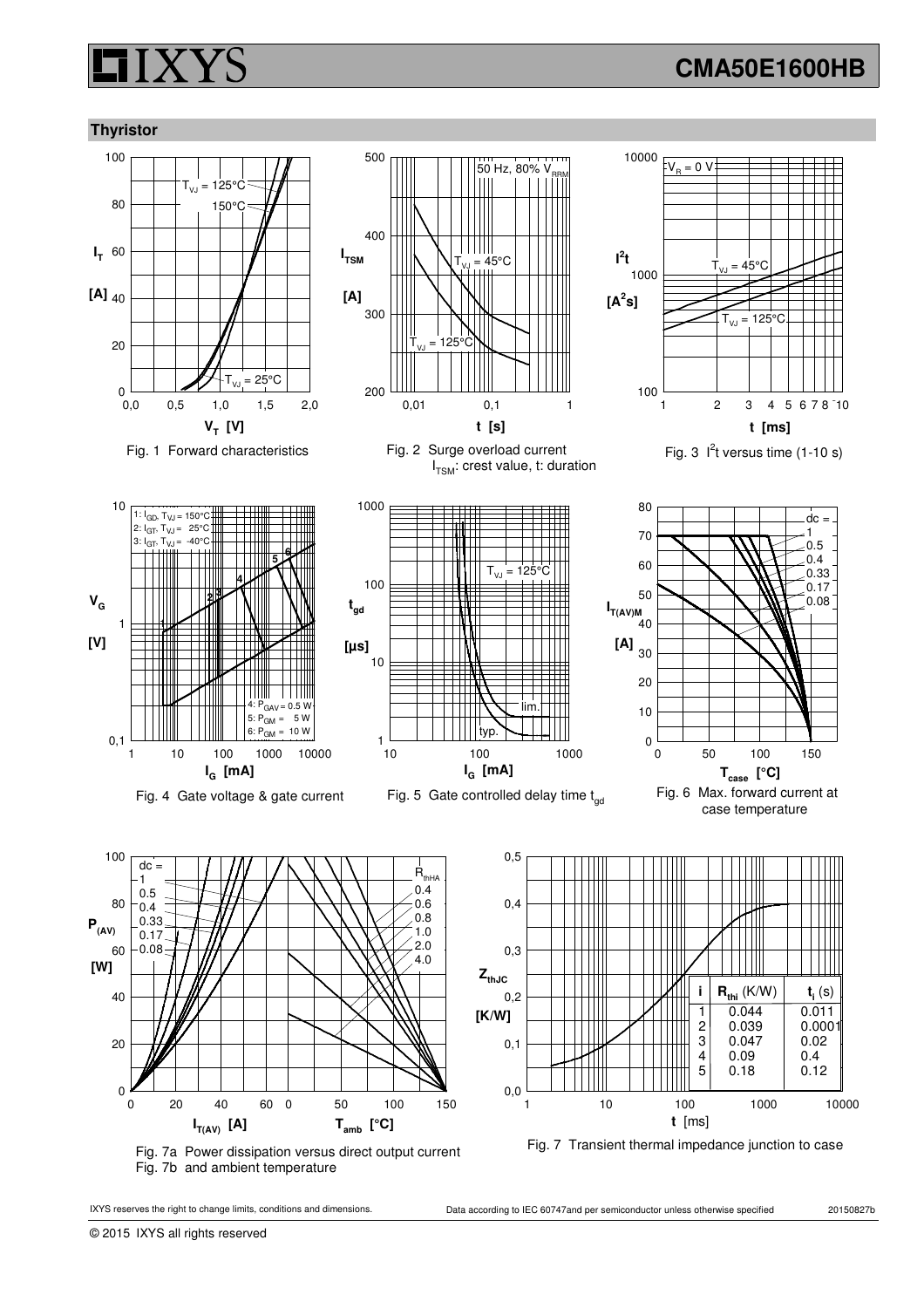## Thyristor

Fig. 1 Forward characteristics

Fig. 2 Surge overload current $I_{TSM}$: crest value, t: duration

Fig. 3 $I^2t$ versus time (1-10 s)

Fig. 4 Gate voltage & gate current

Fig. 5 Gate controlled delay time $t_{gd}$

Fig. 6 Max. forward current at case temperature

Fig. 7a Power dissipation versus direct output current
Fig. 7b and ambient temperature

| i | $R_{thi}$ (K/W) | $t_i$ (s) |
|---|---|---|
| 1 | 0.044 | 0.011 |
| 2 | 0.039 | 0.0001 |
| 3 | 0.047 | 0.02 |
| 4 | 0.09 | 0.4 |
| 5 | 0.18 | 0.12 |

Fig. 7 Transient thermal impedance junction to case

IXYS reserves the right to change limits, conditions and dimensions. Data according to IEC 60747and per semiconductor unless otherwise specified 20150827b

© 2015 IXYS all rights reserved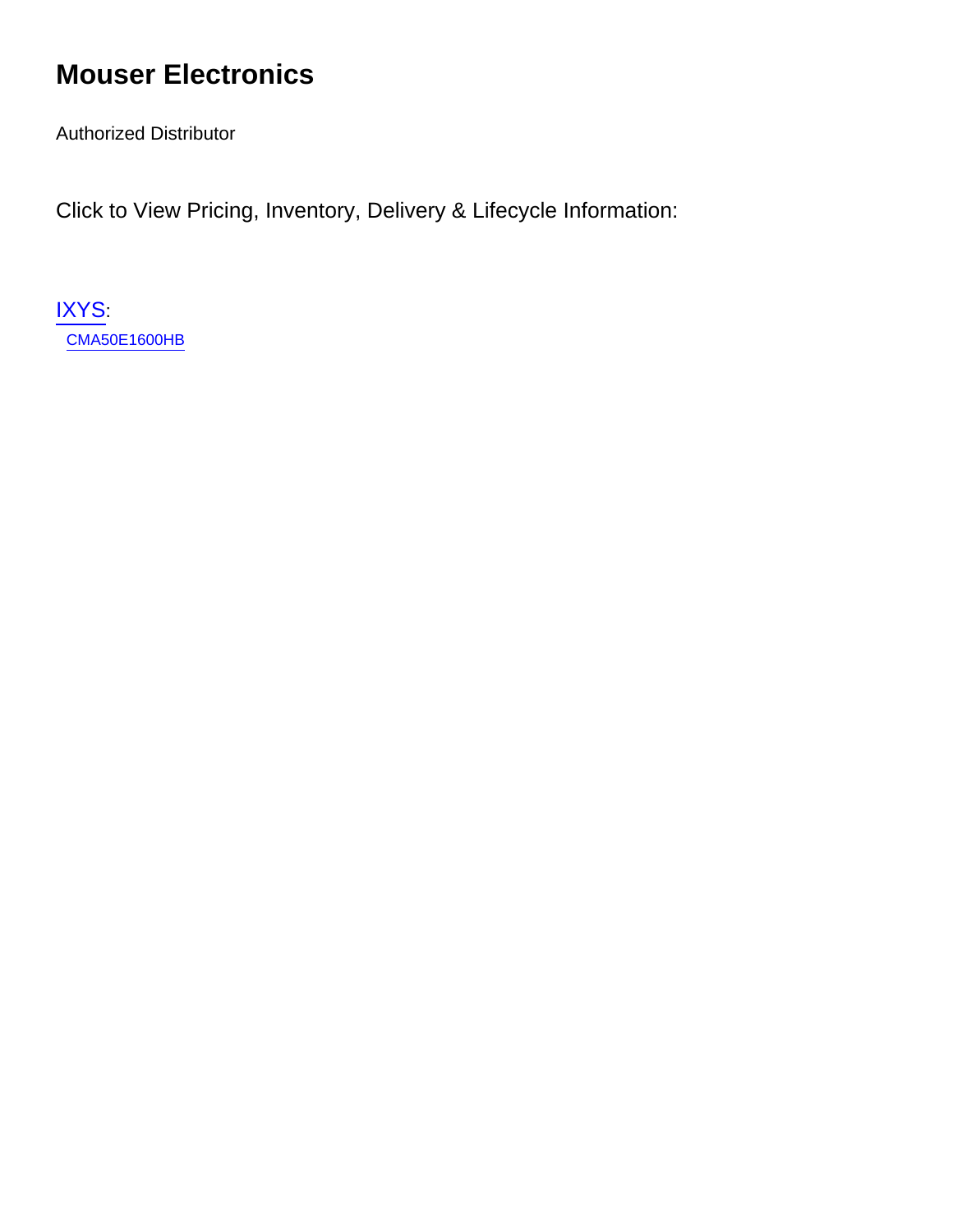# Mouser Electronics

Authorized Distributor

Click to View Pricing, Inventory, Delivery & Lifecycle Information:

IXYS:

CMA50E1600HB